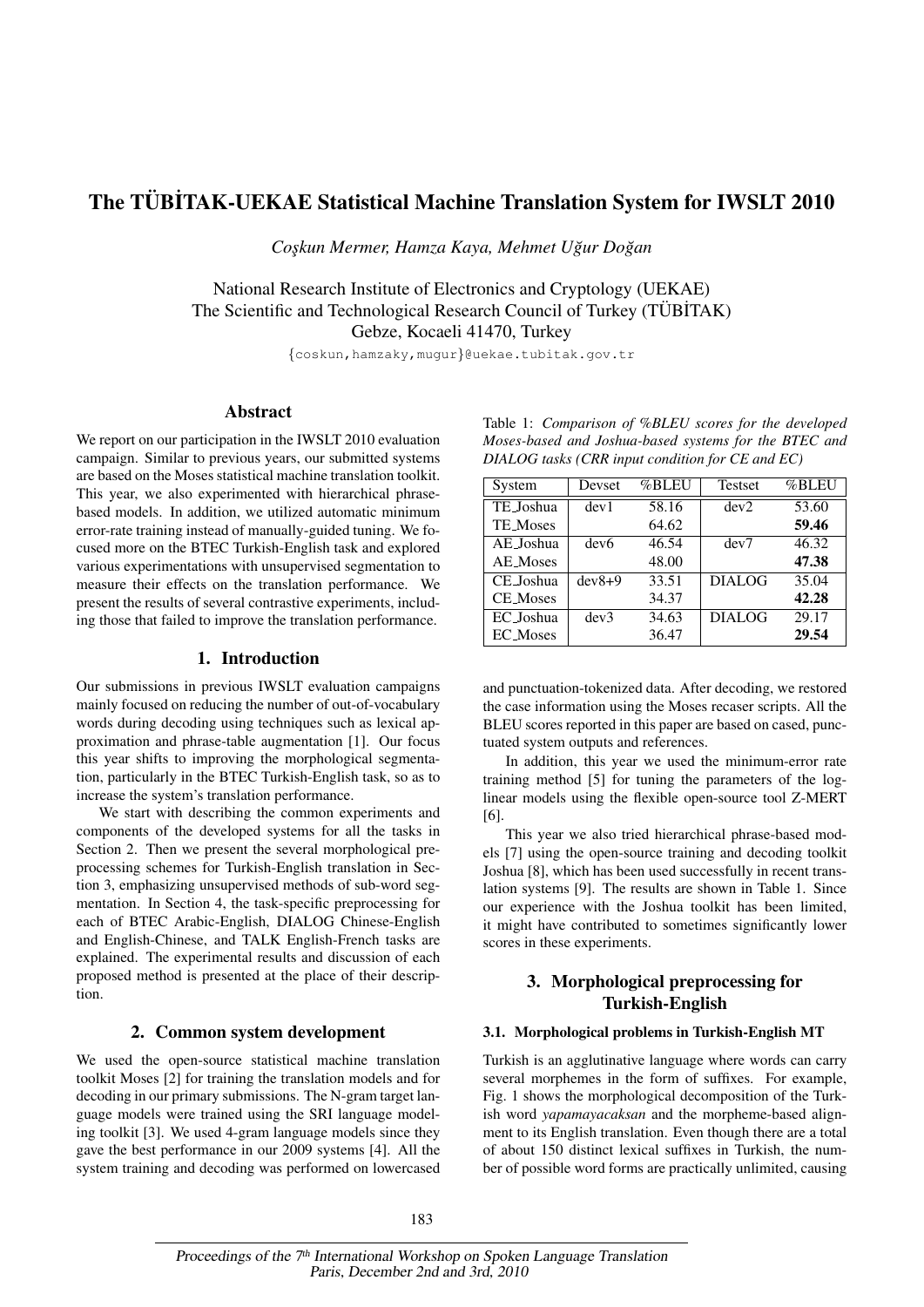# The TÜBİTAK-UEKAE Statistical Machine Translation System for IWSLT 2010

*Coşkun Mermer, Hamza Kaya, Mehmet Uğur Doğan*

National Research Institute of Electronics and Cryptology (UEKAE)
The Scientific and Technological Research Council of Turkey (TÜBİTAK)
Gebze, Kocaeli 41470, Turkey

{coskun,hamzaky,mugur}@uekae.tubitak.gov.tr

## Abstract

We report on our participation in the IWSLT 2010 evaluation campaign. Similar to previous years, our submitted systems are based on the Moses statistical machine translation toolkit. This year, we also experimented with hierarchical phrase-based models. In addition, we utilized automatic minimum error-rate training instead of manually-guided tuning. We focused more on the BTEC Turkish-English task and explored various experimentations with unsupervised segmentation to measure their effects on the translation performance. We present the results of several contrastive experiments, including those that failed to improve the translation performance.

## 1. Introduction

Our submissions in previous IWSLT evaluation campaigns mainly focused on reducing the number of out-of-vocabulary words during decoding using techniques such as lexical approximation and phrase-table augmentation [1]. Our focus this year shifts to improving the morphological segmentation, particularly in the BTEC Turkish-English task, so as to increase the system's translation performance.

We start with describing the common experiments and components of the developed systems for all the tasks in Section 2. Then we present the several morphological preprocessing schemes for Turkish-English translation in Section 3, emphasizing unsupervised methods of sub-word segmentation. In Section 4, the task-specific preprocessing for each of BTEC Arabic-English, DIALOG Chinese-English and English-Chinese, and TALK English-French tasks are explained. The experimental results and discussion of each proposed method is presented at the place of their description.

## 2. Common system development

We used the open-source statistical machine translation toolkit Moses [2] for training the translation models and for decoding in our primary submissions. The N-gram target language models were trained using the SRI language modeling toolkit [3]. We used 4-gram language models since they gave the best performance in our 2009 systems [4]. All the system training and decoding was performed on lowercased and punctuation-tokenized data. After decoding, we restored the case information using the Moses recaser scripts. All the BLEU scores reported in this paper are based on cased, punctuated system outputs and references.

Table 1: *Comparison of %BLEU scores for the developed Moses-based and Joshua-based systems for the BTEC and DIALOG tasks (CRR input condition for CE and EC)*

| System | Devset | %BLEU | Testset | %BLEU |
|---|---|---|---|---|
| TE_Joshua | dev1 | 58.16 | dev2 | 53.60 |
| TE_Moses | | 64.62 | | **59.46** |
| AE_Joshua | dev6 | 46.54 | dev7 | 46.32 |
| AE_Moses | | 48.00 | | **47.38** |
| CE_Joshua | dev8+9 | 33.51 | DIALOG | 35.04 |
| CE_Moses | | 34.37 | | **42.28** |
| EC_Joshua | dev3 | 34.63 | DIALOG | 29.17 |
| EC_Moses | | 36.47 | | **29.54** |

In addition, this year we used the minimum-error rate training method [5] for tuning the parameters of the log-linear models using the flexible open-source tool Z-MERT [6].

This year we also tried hierarchical phrase-based models [7] using the open-source training and decoding toolkit Joshua [8], which has been used successfully in recent translation systems [9]. The results are shown in Table 1. Since our experience with the Joshua toolkit has been limited, it might have contributed to sometimes significantly lower scores in these experiments.

## 3. Morphological preprocessing for Turkish-English

### 3.1. Morphological problems in Turkish-English MT

Turkish is an agglutinative language where words can carry several morphemes in the form of suffixes. For example, Fig. 1 shows the morphological decomposition of the Turkish word *yapamayacaksan* and the morpheme-based alignment to its English translation. Even though there are a total of about 150 distinct lexical suffixes in Turkish, the number of possible word forms are practically unlimited, causing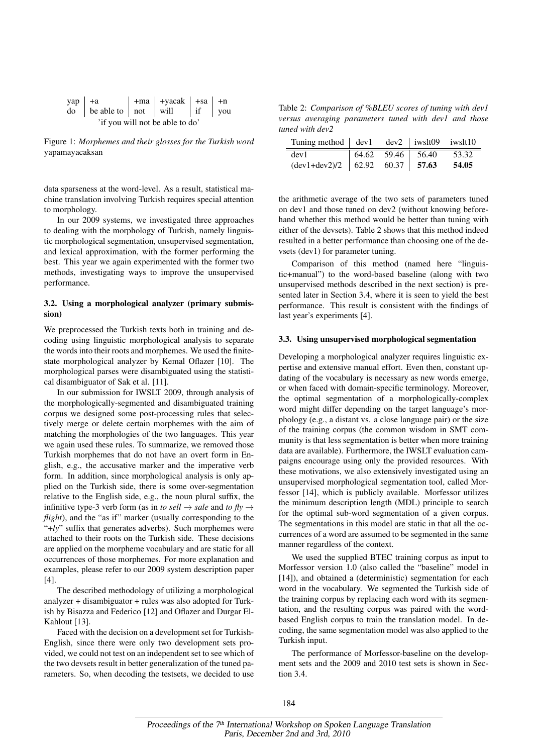| yap | +a | +ma | +yacak | +sa | +n |
|---|---|---|---|---|---|
| do | be able to | not | will | if | you |

'if you will not be able to do'

Figure 1: *Morphemes and their glosses for the Turkish word* yapamayacaksan

data sparseness at the word-level. As a result, statistical machine translation involving Turkish requires special attention to morphology.

In our 2009 systems, we investigated three approaches to dealing with the morphology of Turkish, namely linguistic morphological segmentation, unsupervised segmentation, and lexical approximation, with the former performing the best. This year we again experimented with the former two methods, investigating ways to improve the unsupervised performance.

### 3.2. Using a morphological analyzer (primary submission)

We preprocessed the Turkish texts both in training and decoding using linguistic morphological analysis to separate the words into their roots and morphemes. We used the finite-state morphological analyzer by Kemal Oflazer [10]. The morphological parses were disambiguated using the statistical disambiguator of Sak et al. [11].

In our submission for IWSLT 2009, through analysis of the morphologically-segmented and disambiguated training corpus we designed some post-processing rules that selectively merge or delete certain morphemes with the aim of matching the morphologies of the two languages. This year we again used these rules. To summarize, we removed those Turkish morphemes that do not have an overt form in English, e.g., the accusative marker and the imperative verb form. In addition, since morphological analysis is only applied on the Turkish side, there is some over-segmentation relative to the English side, e.g., the noun plural suffix, the infinitive type-3 verb form (as in *to sell* → *sale* and *to fly* → *flight*), and the "as if" marker (usually corresponding to the "*+ly*" suffix that generates adverbs). Such morphemes were attached to their roots on the Turkish side. These decisions are applied on the morpheme vocabulary and are static for all occurrences of those morphemes. For more explanation and examples, please refer to our 2009 system description paper [4].

The described methodology of utilizing a morphological analyzer + disambiguator + rules was also adopted for Turkish by Bisazza and Federico [12] and Oflazer and Durgar El-Kahlout [13].

Faced with the decision on a development set for Turkish-English, since there were only two development sets provided, we could not test on an independent set to see which of the two devsets result in better generalization of the tuned parameters. So, when decoding the testsets, we decided to use the arithmetic average of the two sets of parameters tuned on dev1 and those tuned on dev2 (without knowing beforehand whether this method would be better than tuning with either of the devsets). Table 2 shows that this method indeed resulted in a better performance than choosing one of the devsets (dev1) for parameter tuning.

Table 2: *Comparison of %BLEU scores of tuning with dev1 versus averaging parameters tuned with dev1 and those tuned with dev2*

| Tuning method | dev1 | dev2 | iwslt09 | iwslt10 |
|---|---|---|---|---|
| dev1 | 64.62 | 59.46 | 56.40 | 53.32 |
| (dev1+dev2)/2 | 62.92 | 60.37 | **57.63** | **54.05** |

Comparison of this method (named here "linguistic+manual") to the word-based baseline (along with two unsupervised methods described in the next section) is presented later in Section 3.4, where it is seen to yield the best performance. This result is consistent with the findings of last year's experiments [4].

### 3.3. Using unsupervised morphological segmentation

Developing a morphological analyzer requires linguistic expertise and extensive manual effort. Even then, constant updating of the vocabulary is necessary as new words emerge, or when faced with domain-specific terminology. Moreover, the optimal segmentation of a morphologically-complex word might differ depending on the target language's morphology (e.g., a distant vs. a close language pair) or the size of the training corpus (the common wisdom in SMT community is that less segmentation is better when more training data are available). Furthermore, the IWSLT evaluation campaigns encourage using only the provided resources. With these motivations, we also extensively investigated using an unsupervised morphological segmentation tool, called Morfessor [14], which is publicly available. Morfessor utilizes the minimum description length (MDL) principle to search for the optimal sub-word segmentation of a given corpus. The segmentations in this model are static in that all the occurrences of a word are assumed to be segmented in the same manner regardless of the context.

We used the supplied BTEC training corpus as input to Morfessor version 1.0 (also called the "baseline" model in [14]), and obtained a (deterministic) segmentation for each word in the vocabulary. We segmented the Turkish side of the training corpus by replacing each word with its segmentation, and the resulting corpus was paired with the word-based English corpus to train the translation model. In decoding, the same segmentation model was also applied to the Turkish input.

The performance of Morfessor-baseline on the development sets and the 2009 and 2010 test sets is shown in Section 3.4.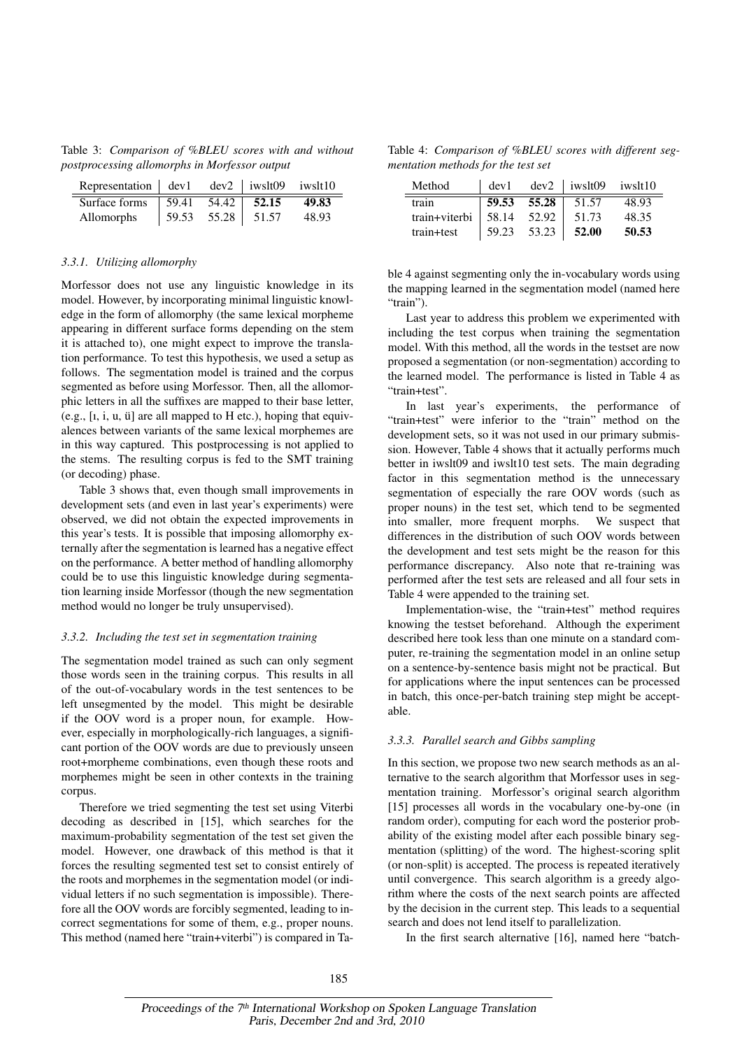Table 3: *Comparison of %BLEU scores with and without postprocessing allomorphs in Morfessor output*

| Representation | dev1 | dev2 | iwslt09 | iwslt10 |
|---|---|---|---|---|
| Surface forms | 59.41 | 54.42 | **52.15** | **49.83** |
| Allomorphs | 59.53 | 55.28 | 51.57 | 48.93 |

### 3.3.1. Utilizing allomorphy

Morfessor does not use any linguistic knowledge in its model. However, by incorporating minimal linguistic knowledge in the form of allomorphy (the same lexical morpheme appearing in different surface forms depending on the stem it is attached to), one might expect to improve the translation performance. To test this hypothesis, we used a setup as follows. The segmentation model is trained and the corpus segmented as before using Morfessor. Then, all the allomorphic letters in all the suffixes are mapped to their base letter, (e.g., [ı, i, u, ü] are all mapped to H etc.), hoping that equivalences between variants of the same lexical morphemes are in this way captured. This postprocessing is not applied to the stems. The resulting corpus is fed to the SMT training (or decoding) phase.

Table 3 shows that, even though small improvements in development sets (and even in last year's experiments) were observed, we did not obtain the expected improvements in this year's tests. It is possible that imposing allomorphy externally after the segmentation is learned has a negative effect on the performance. A better method of handling allomorphy could be to use this linguistic knowledge during segmentation learning inside Morfessor (though the new segmentation method would no longer be truly unsupervised).

### 3.3.2. Including the test set in segmentation training

The segmentation model trained as such can only segment those words seen in the training corpus. This results in all of the out-of-vocabulary words in the test sentences to be left unsegmented by the model. This might be desirable if the OOV word is a proper noun, for example. However, especially in morphologically-rich languages, a significant portion of the OOV words are due to previously unseen root+morpheme combinations, even though these roots and morphemes might be seen in other contexts in the training corpus.

Therefore we tried segmenting the test set using Viterbi decoding as described in [15], which searches for the maximum-probability segmentation of the test set given the model. However, one drawback of this method is that it forces the resulting segmented test set to consist entirely of the roots and morphemes in the segmentation model (or individual letters if no such segmentation is impossible). Therefore all the OOV words are forcibly segmented, leading to incorrect segmentations for some of them, e.g., proper nouns. This method (named here "train+viterbi") is compared in Table 4 against segmenting only the in-vocabulary words using the mapping learned in the segmentation model (named here "train").

Table 4: *Comparison of %BLEU scores with different segmentation methods for the test set*

| Method | dev1 | dev2 | iwslt09 | iwslt10 |
|---|---|---|---|---|
| train | **59.53** | **55.28** | 51.57 | 48.93 |
| train+viterbi | 58.14 | 52.92 | 51.73 | 48.35 |
| train+test | 59.23 | 53.23 | **52.00** | **50.53** |

Last year to address this problem we experimented with including the test corpus when training the segmentation model. With this method, all the words in the testset are now proposed a segmentation (or non-segmentation) according to the learned model. The performance is listed in Table 4 as "train+test".

In last year's experiments, the performance of "train+test" were inferior to the "train" method on the development sets, so it was not used in our primary submission. However, Table 4 shows that it actually performs much better in iwslt09 and iwslt10 test sets. The main degrading factor in this segmentation method is the unnecessary segmentation of especially the rare OOV words (such as proper nouns) in the test set, which tend to be segmented into smaller, more frequent morphs. We suspect that differences in the distribution of such OOV words between the development and test sets might be the reason for this performance discrepancy. Also note that re-training was performed after the test sets are released and all four sets in Table 4 were appended to the training set.

Implementation-wise, the "train+test" method requires knowing the testset beforehand. Although the experiment described here took less than one minute on a standard computer, re-training the segmentation model in an online setup on a sentence-by-sentence basis might not be practical. But for applications where the input sentences can be processed in batch, this once-per-batch training step might be acceptable.

### 3.3.3. Parallel search and Gibbs sampling

In this section, we propose two new search methods as an alternative to the search algorithm that Morfessor uses in segmentation training. Morfessor's original search algorithm [15] processes all words in the vocabulary one-by-one (in random order), computing for each word the posterior probability of the existing model after each possible binary segmentation (splitting) of the word. The highest-scoring split (or non-split) is accepted. The process is repeated iteratively until convergence. This search algorithm is a greedy algorithm where the costs of the next search points are affected by the decision in the current step. This leads to a sequential search and does not lend itself to parallelization.

In the first search alternative [16], named here "batch-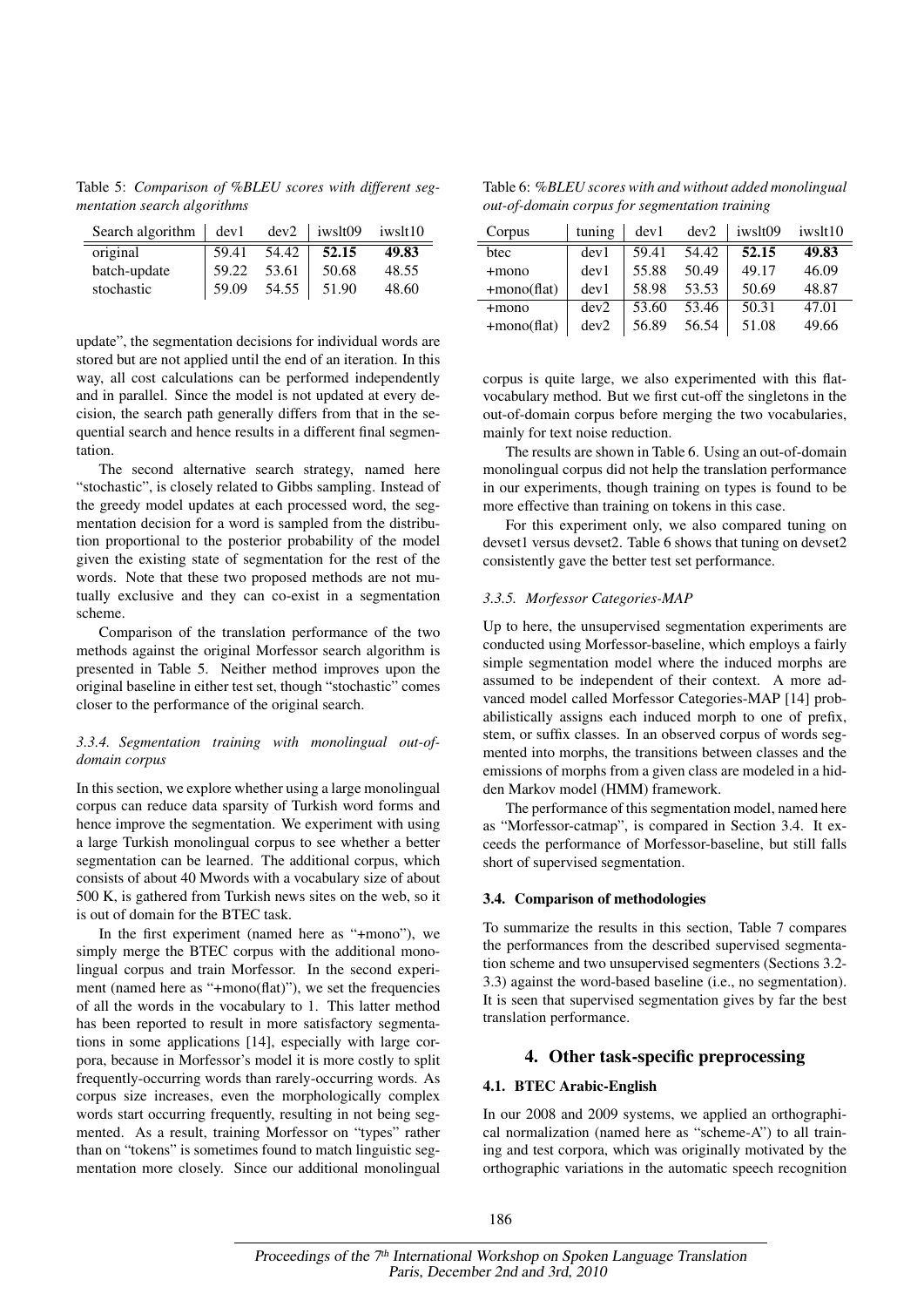Table 5: *Comparison of %BLEU scores with different segmentation search algorithms*

| Search algorithm | dev1 | dev2 | iwslt09 | iwslt10 |
|---|---|---|---|---|
| original | 59.41 | 54.42 | **52.15** | **49.83** |
| batch-update | 59.22 | 53.61 | 50.68 | 48.55 |
| stochastic | 59.09 | 54.55 | 51.90 | 48.60 |

update", the segmentation decisions for individual words are stored but are not applied until the end of an iteration. In this way, all cost calculations can be performed independently and in parallel. Since the model is not updated at every decision, the search path generally differs from that in the sequential search and hence results in a different final segmentation.

The second alternative search strategy, named here "stochastic", is closely related to Gibbs sampling. Instead of the greedy model updates at each processed word, the segmentation decision for a word is sampled from the distribution proportional to the posterior probability of the model given the existing state of segmentation for the rest of the words. Note that these two proposed methods are not mutually exclusive and they can co-exist in a segmentation scheme.

Comparison of the translation performance of the two methods against the original Morfessor search algorithm is presented in Table 5. Neither method improves upon the original baseline in either test set, though "stochastic" comes closer to the performance of the original search.

#### *3.3.4. Segmentation training with monolingual out-of-domain corpus*

In this section, we explore whether using a large monolingual corpus can reduce data sparsity of Turkish word forms and hence improve the segmentation. We experiment with using a large Turkish monolingual corpus to see whether a better segmentation can be learned. The additional corpus, which consists of about 40 Mwords with a vocabulary size of about 500 K, is gathered from Turkish news sites on the web, so it is out of domain for the BTEC task.

In the first experiment (named here as "+mono"), we simply merge the BTEC corpus with the additional monolingual corpus and train Morfessor. In the second experiment (named here as "+mono(flat)"), we set the frequencies of all the words in the vocabulary to 1. This latter method has been reported to result in more satisfactory segmentations in some applications [14], especially with large corpora, because in Morfessor's model it is more costly to split frequently-occurring words than rarely-occurring words. As corpus size increases, even the morphologically complex words start occurring frequently, resulting in not being segmented. As a result, training Morfessor on "types" rather than on "tokens" is sometimes found to match linguistic segmentation more closely. Since our additional monolingual

Table 6: *%BLEU scores with and without added monolingual out-of-domain corpus for segmentation training*

| Corpus | tuning | dev1 | dev2 | iwslt09 | iwslt10 |
|---|---|---|---|---|---|
| btec | dev1 | 59.41 | 54.42 | **52.15** | **49.83** |
| +mono | dev1 | 55.88 | 50.49 | 49.17 | 46.09 |
| +mono(flat) | dev1 | 58.98 | 53.53 | 50.69 | 48.87 |
| +mono | dev2 | 53.60 | 53.46 | 50.31 | 47.01 |
| +mono(flat) | dev2 | 56.89 | 56.54 | 51.08 | 49.66 |

corpus is quite large, we also experimented with this flat-vocabulary method. But we first cut-off the singletons in the out-of-domain corpus before merging the two vocabularies, mainly for text noise reduction.

The results are shown in Table 6. Using an out-of-domain monolingual corpus did not help the translation performance in our experiments, though training on types is found to be more effective than training on tokens in this case.

For this experiment only, we also compared tuning on devset1 versus devset2. Table 6 shows that tuning on devset2 consistently gave the better test set performance.

#### *3.3.5. Morfessor Categories-MAP*

Up to here, the unsupervised segmentation experiments are conducted using Morfessor-baseline, which employs a fairly simple segmentation model where the induced morphs are assumed to be independent of their context. A more advanced model called Morfessor Categories-MAP [14] probabilistically assigns each induced morph to one of prefix, stem, or suffix classes. In an observed corpus of words segmented into morphs, the transitions between classes and the emissions of morphs from a given class are modeled in a hidden Markov model (HMM) framework.

The performance of this segmentation model, named here as "Morfessor-catmap", is compared in Section 3.4. It exceeds the performance of Morfessor-baseline, but still falls short of supervised segmentation.

### 3.4. Comparison of methodologies

To summarize the results in this section, Table 7 compares the performances from the described supervised segmentation scheme and two unsupervised segmenters (Sections 3.2-3.3) against the word-based baseline (i.e., no segmentation). It is seen that supervised segmentation gives by far the best translation performance.

## 4. Other task-specific preprocessing

### 4.1. BTEC Arabic-English

In our 2008 and 2009 systems, we applied an orthographical normalization (named here as "scheme-A") to all training and test corpora, which was originally motivated by the orthographic variations in the automatic speech recognition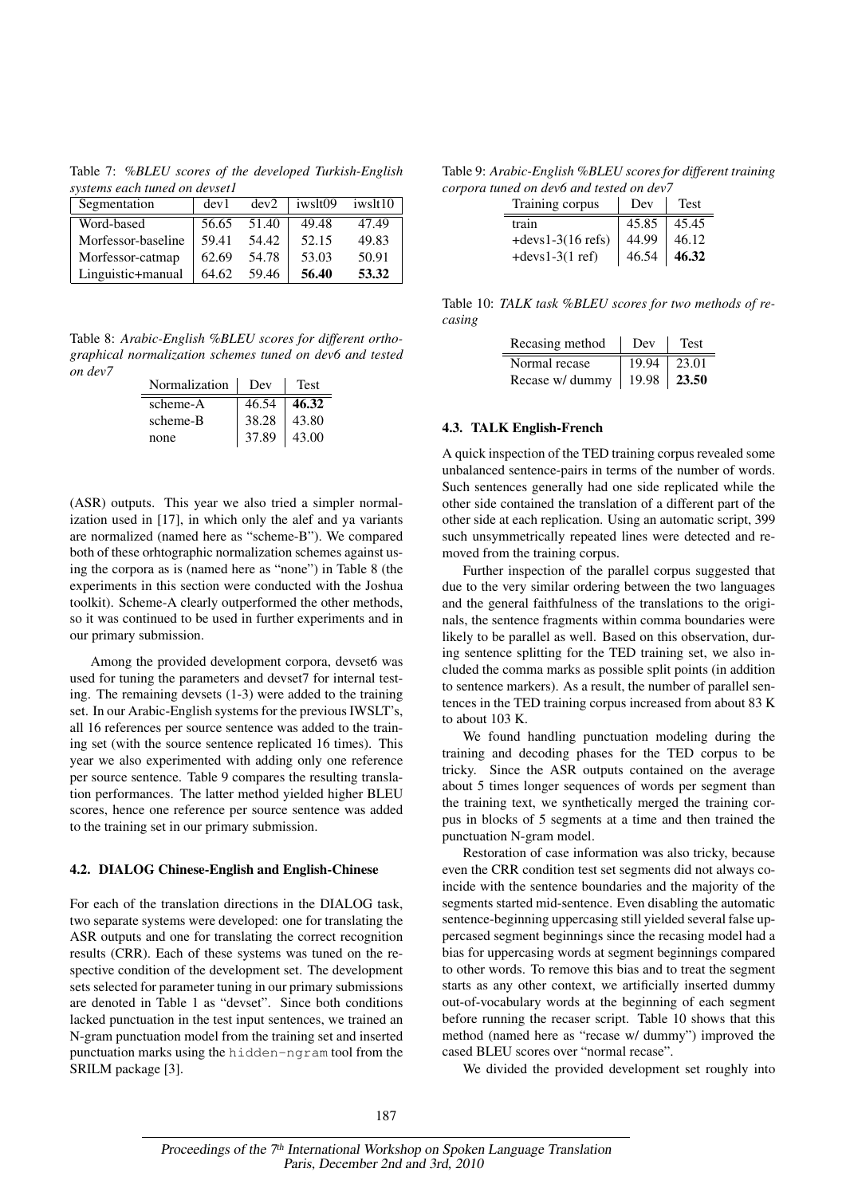Table 7: *%BLEU scores of the developed Turkish-English systems each tuned on devset1*

| Segmentation | dev1 | dev2 | iwslt09 | iwslt10 |
|---|---|---|---|---|
| Word-based | 56.65 | 51.40 | 49.48 | 47.49 |
| Morfessor-baseline | 59.41 | 54.42 | 52.15 | 49.83 |
| Morfessor-catmap | 62.69 | 54.78 | 53.03 | 50.91 |
| Linguistic+manual | 64.62 | 59.46 | **56.40** | **53.32** |

Table 8: *Arabic-English %BLEU scores for different orthographical normalization schemes tuned on dev6 and tested on dev7*

| Normalization | Dev | Test |
|---|---|---|
| scheme-A | 46.54 | **46.32** |
| scheme-B | 38.28 | 43.80 |
| none | 37.89 | 43.00 |

(ASR) outputs. This year we also tried a simpler normalization used in [17], in which only the alef and ya variants are normalized (named here as "scheme-B"). We compared both of these orhtographic normalization schemes against using the corpora as is (named here as "none") in Table 8 (the experiments in this section were conducted with the Joshua toolkit). Scheme-A clearly outperformed the other methods, so it was continued to be used in further experiments and in our primary submission.

Among the provided development corpora, devset6 was used for tuning the parameters and devset7 for internal testing. The remaining devsets (1-3) were added to the training set. In our Arabic-English systems for the previous IWSLT's, all 16 references per source sentence was added to the training set (with the source sentence replicated 16 times). This year we also experimented with adding only one reference per source sentence. Table 9 compares the resulting translation performances. The latter method yielded higher BLEU scores, hence one reference per source sentence was added to the training set in our primary submission.

### 4.2. DIALOG Chinese-English and English-Chinese

For each of the translation directions in the DIALOG task, two separate systems were developed: one for translating the ASR outputs and one for translating the correct recognition results (CRR). Each of these systems was tuned on the respective condition of the development set. The development sets selected for parameter tuning in our primary submissions are denoted in Table 1 as "devset". Since both conditions lacked punctuation in the test input sentences, we trained an N-gram punctuation model from the training set and inserted punctuation marks using the `hidden-ngram` tool from the SRILM package [3].

Table 9: *Arabic-English %BLEU scores for different training corpora tuned on dev6 and tested on dev7*

| Training corpus | Dev | Test |
|---|---|---|
| train | 45.85 | 45.45 |
| +devs1-3(16 refs) | 44.99 | 46.12 |
| +devs1-3(1 ref) | 46.54 | **46.32** |

Table 10: *TALK task %BLEU scores for two methods of recasing*

| Recasing method | Dev | Test |
|---|---|---|
| Normal recase | 19.94 | 23.01 |
| Recase w/ dummy | 19.98 | **23.50** |

### 4.3. TALK English-French

A quick inspection of the TED training corpus revealed some unbalanced sentence-pairs in terms of the number of words. Such sentences generally had one side replicated while the other side contained the translation of a different part of the other side at each replication. Using an automatic script, 399 such unsymmetrically repeated lines were detected and removed from the training corpus.

Further inspection of the parallel corpus suggested that due to the very similar ordering between the two languages and the general faithfulness of the translations to the originals, the sentence fragments within comma boundaries were likely to be parallel as well. Based on this observation, during sentence splitting for the TED training set, we also included the comma marks as possible split points (in addition to sentence markers). As a result, the number of parallel sentences in the TED training corpus increased from about 83 K to about 103 K.

We found handling punctuation modeling during the training and decoding phases for the TED corpus to be tricky. Since the ASR outputs contained on the average about 5 times longer sequences of words per segment than the training text, we synthetically merged the training corpus in blocks of 5 segments at a time and then trained the punctuation N-gram model.

Restoration of case information was also tricky, because even the CRR condition test set segments did not always coincide with the sentence boundaries and the majority of the segments started mid-sentence. Even disabling the automatic sentence-beginning uppercasing still yielded several false uppercased segment beginnings since the recasing model had a bias for uppercasing words at segment beginnings compared to other words. To remove this bias and to treat the segment starts as any other context, we artificially inserted dummy out-of-vocabulary words at the beginning of each segment before running the recaser script. Table 10 shows that this method (named here as "recase w/ dummy") improved the cased BLEU scores over "normal recase".

We divided the provided development set roughly into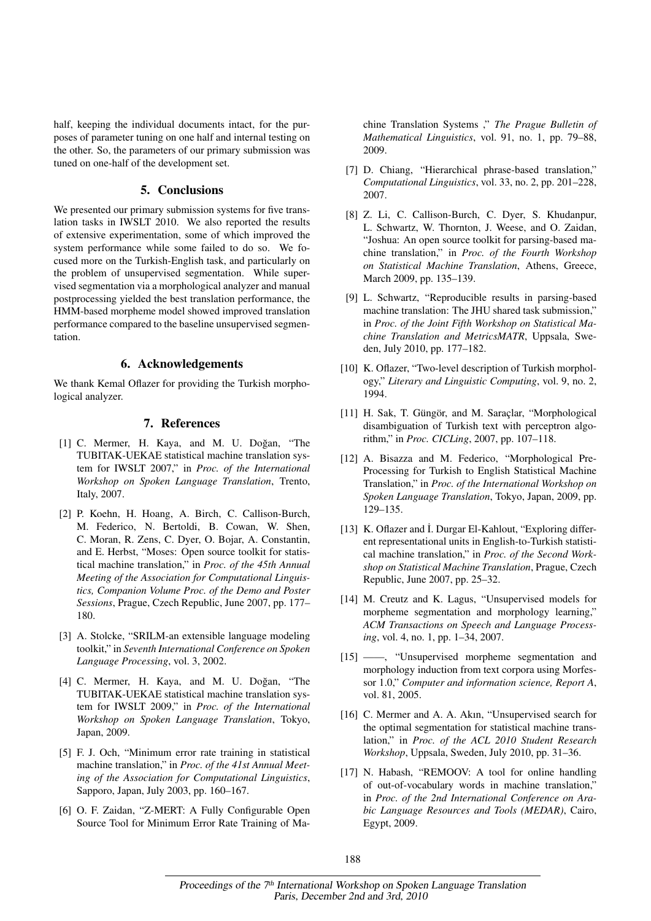half, keeping the individual documents intact, for the purposes of parameter tuning on one half and internal testing on the other. So, the parameters of our primary submission was tuned on one-half of the development set.

## 5. Conclusions

We presented our primary submission systems for five translation tasks in IWSLT 2010. We also reported the results of extensive experimentation, some of which improved the system performance while some failed to do so. We focused more on the Turkish-English task, and particularly on the problem of unsupervised segmentation. While supervised segmentation via a morphological analyzer and manual postprocessing yielded the best translation performance, the HMM-based morpheme model showed improved translation performance compared to the baseline unsupervised segmentation.

## 6. Acknowledgements

We thank Kemal Oflazer for providing the Turkish morphological analyzer.

## 7. References

[1] C. Mermer, H. Kaya, and M. U. Doğan, "The TUBITAK-UEKAE statistical machine translation system for IWSLT 2007," in *Proc. of the International Workshop on Spoken Language Translation*, Trento, Italy, 2007.

[2] P. Koehn, H. Hoang, A. Birch, C. Callison-Burch, M. Federico, N. Bertoldi, B. Cowan, W. Shen, C. Moran, R. Zens, C. Dyer, O. Bojar, A. Constantin, and E. Herbst, "Moses: Open source toolkit for statistical machine translation," in *Proc. of the 45th Annual Meeting of the Association for Computational Linguistics, Companion Volume Proc. of the Demo and Poster Sessions*, Prague, Czech Republic, June 2007, pp. 177–180.

[3] A. Stolcke, "SRILM-an extensible language modeling toolkit," in *Seventh International Conference on Spoken Language Processing*, vol. 3, 2002.

[4] C. Mermer, H. Kaya, and M. U. Doğan, "The TUBITAK-UEKAE statistical machine translation system for IWSLT 2009," in *Proc. of the International Workshop on Spoken Language Translation*, Tokyo, Japan, 2009.

[5] F. J. Och, "Minimum error rate training in statistical machine translation," in *Proc. of the 41st Annual Meeting of the Association for Computational Linguistics*, Sapporo, Japan, July 2003, pp. 160–167.

[6] O. F. Zaidan, "Z-MERT: A Fully Configurable Open Source Tool for Minimum Error Rate Training of Machine Translation Systems ," *The Prague Bulletin of Mathematical Linguistics*, vol. 91, no. 1, pp. 79–88, 2009.

[7] D. Chiang, "Hierarchical phrase-based translation," *Computational Linguistics*, vol. 33, no. 2, pp. 201–228, 2007.

[8] Z. Li, C. Callison-Burch, C. Dyer, S. Khudanpur, L. Schwartz, W. Thornton, J. Weese, and O. Zaidan, "Joshua: An open source toolkit for parsing-based machine translation," in *Proc. of the Fourth Workshop on Statistical Machine Translation*, Athens, Greece, March 2009, pp. 135–139.

[9] L. Schwartz, "Reproducible results in parsing-based machine translation: The JHU shared task submission," in *Proc. of the Joint Fifth Workshop on Statistical Machine Translation and MetricsMATR*, Uppsala, Sweden, July 2010, pp. 177–182.

[10] K. Oflazer, "Two-level description of Turkish morphology," *Literary and Linguistic Computing*, vol. 9, no. 2, 1994.

[11] H. Sak, T. Güngör, and M. Saraçlar, "Morphological disambiguation of Turkish text with perceptron algorithm," in *Proc. CICLing*, 2007, pp. 107–118.

[12] A. Bisazza and M. Federico, "Morphological Pre-Processing for Turkish to English Statistical Machine Translation," in *Proc. of the International Workshop on Spoken Language Translation*, Tokyo, Japan, 2009, pp. 129–135.

[13] K. Oflazer and İ. Durgar El-Kahlout, "Exploring different representational units in English-to-Turkish statistical machine translation," in *Proc. of the Second Workshop on Statistical Machine Translation*, Prague, Czech Republic, June 2007, pp. 25–32.

[14] M. Creutz and K. Lagus, "Unsupervised models for morpheme segmentation and morphology learning," *ACM Transactions on Speech and Language Processing*, vol. 4, no. 1, pp. 1–34, 2007.

[15] ——, "Unsupervised morpheme segmentation and morphology induction from text corpora using Morfessor 1.0," *Computer and information science, Report A*, vol. 81, 2005.

[16] C. Mermer and A. A. Akın, "Unsupervised search for the optimal segmentation for statistical machine translation," in *Proc. of the ACL 2010 Student Research Workshop*, Uppsala, Sweden, July 2010, pp. 31–36.

[17] N. Habash, "REMOOV: A tool for online handling of out-of-vocabulary words in machine translation," in *Proc. of the 2nd International Conference on Arabic Language Resources and Tools (MEDAR)*, Cairo, Egypt, 2009.